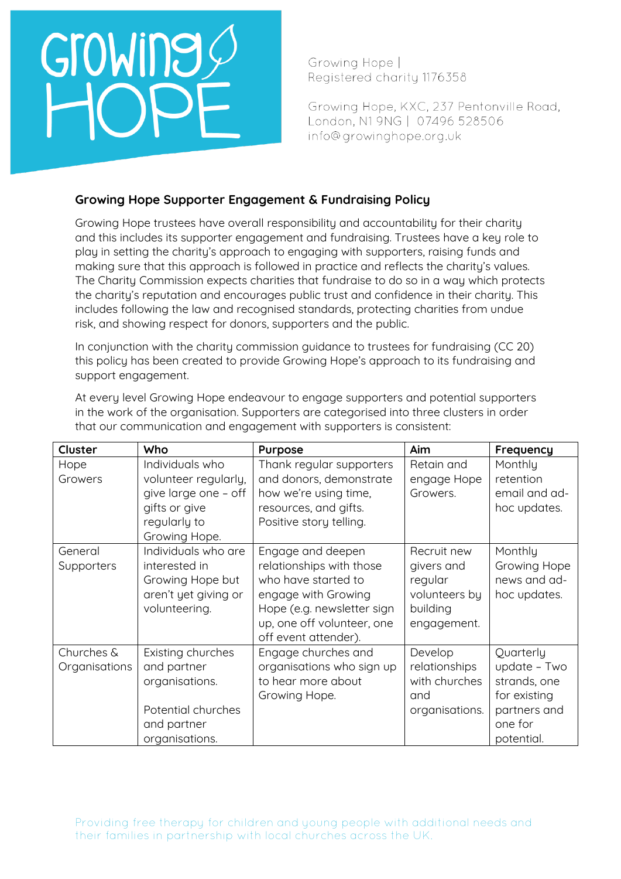Growing Hope | Registered charity 1176358

Growing Hope, KXC, 237 Pentonville Road, London, N1 9NG | 07496 528506
info@growinghope.org.uk

## Growing Hope Supporter Engagement & Fundraising Policy

Growing Hope trustees have overall responsibility and accountability for their charity and this includes its supporter engagement and fundraising. Trustees have a key role to play in setting the charity's approach to engaging with supporters, raising funds and making sure that this approach is followed in practice and reflects the charity's values. The Charity Commission expects charities that fundraise to do so in a way which protects the charity's reputation and encourages public trust and confidence in their charity. This includes following the law and recognised standards, protecting charities from undue risk, and showing respect for donors, supporters and the public.

In conjunction with the charity commission guidance to trustees for fundraising (CC 20) this policy has been created to provide Growing Hope's approach to its fundraising and support engagement.

At every level Growing Hope endeavour to engage supporters and potential supporters in the work of the organisation. Supporters are categorised into three clusters in order that our communication and engagement with supporters is consistent:

| Cluster | Who | Purpose | Aim | Frequency |
|---|---|---|---|---|
| Hope Growers | Individuals who volunteer regularly, give large one – off gifts or give regularly to Growing Hope. | Thank regular supporters and donors, demonstrate how we're using time, resources, and gifts. Positive story telling. | Retain and engage Hope Growers. | Monthly retention email and ad-hoc updates. |
| General Supporters | Individuals who are interested in Growing Hope but aren't yet giving or volunteering. | Engage and deepen relationships with those who have started to engage with Growing Hope (e.g. newsletter sign up, one off volunteer, one off event attender). | Recruit new givers and regular volunteers by building engagement. | Monthly Growing Hope news and ad-hoc updates. |
| Churches & Organisations | Existing churches and partner organisations.<br><br>Potential churches and partner organisations. | Engage churches and organisations who sign up to hear more about Growing Hope. | Develop relationships with churches and organisations. | Quarterly update – Two strands, one for existing partners and one for potential. |

Providing free therapy for children and young people with additional needs and their families in partnership with local churches across the UK.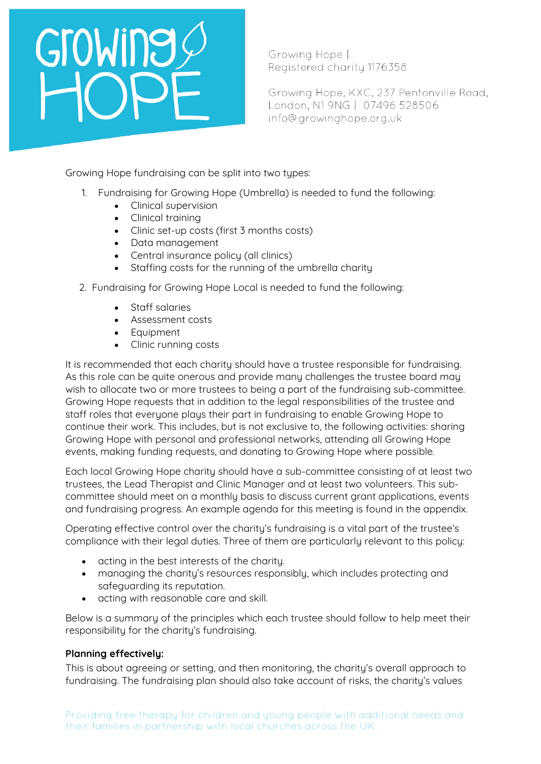Growing Hope fundraising can be split into two types:

1. Fundraising for Growing Hope (Umbrella) is needed to fund the following:
    - Clinical supervision
    - Clinical training
    - Clinic set-up costs (first 3 months costs)
    - Data management
    - Central insurance policy (all clinics)
    - Staffing costs for the running of the umbrella charity
2. Fundraising for Growing Hope Local is needed to fund the following:
    - Staff salaries
    - Assessment costs
    - Equipment
    - Clinic running costs

It is recommended that each charity should have a trustee responsible for fundraising. As this role can be quite onerous and provide many challenges the trustee board may wish to allocate two or more trustees to being a part of the fundraising sub-committee. Growing Hope requests that in addition to the legal responsibilities of the trustee and staff roles that everyone plays their part in fundraising to enable Growing Hope to continue their work. This includes, but is not exclusive to, the following activities: sharing Growing Hope with personal and professional networks, attending all Growing Hope events, making funding requests, and donating to Growing Hope where possible.

Each local Growing Hope charity should have a sub-committee consisting of at least two trustees, the Lead Therapist and Clinic Manager and at least two volunteers. This sub-committee should meet on a monthly basis to discuss current grant applications, events and fundraising progress. An example agenda for this meeting is found in the appendix.

Operating effective control over the charity's fundraising is a vital part of the trustee's compliance with their legal duties. Three of them are particularly relevant to this policy:

- acting in the best interests of the charity.
- managing the charity's resources responsibly, which includes protecting and safeguarding its reputation.
- acting with reasonable care and skill.

Below is a summary of the principles which each trustee should follow to help meet their responsibility for the charity's fundraising.

**Planning effectively:**

This is about agreeing or setting, and then monitoring, the charity's overall approach to fundraising. The fundraising plan should also take account of risks, the charity's values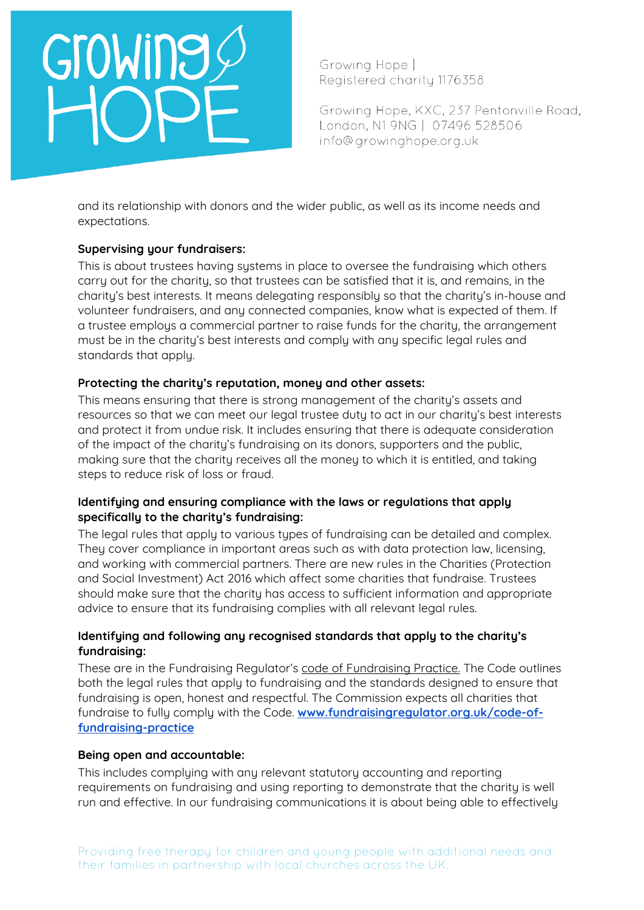and its relationship with donors and the wider public, as well as its income needs and expectations.

**Supervising your fundraisers:**

This is about trustees having systems in place to oversee the fundraising which others carry out for the charity, so that trustees can be satisfied that it is, and remains, in the charity's best interests. It means delegating responsibly so that the charity's in-house and volunteer fundraisers, and any connected companies, know what is expected of them. If a trustee employs a commercial partner to raise funds for the charity, the arrangement must be in the charity's best interests and comply with any specific legal rules and standards that apply.

**Protecting the charity's reputation, money and other assets:**

This means ensuring that there is strong management of the charity's assets and resources so that we can meet our legal trustee duty to act in our charity's best interests and protect it from undue risk. It includes ensuring that there is adequate consideration of the impact of the charity's fundraising on its donors, supporters and the public, making sure that the charity receives all the money to which it is entitled, and taking steps to reduce risk of loss or fraud.

**Identifying and ensuring compliance with the laws or regulations that apply specifically to the charity's fundraising:**

The legal rules that apply to various types of fundraising can be detailed and complex. They cover compliance in important areas such as with data protection law, licensing, and working with commercial partners. There are new rules in the Charities (Protection and Social Investment) Act 2016 which affect some charities that fundraise. Trustees should make sure that the charity has access to sufficient information and appropriate advice to ensure that its fundraising complies with all relevant legal rules.

**Identifying and following any recognised standards that apply to the charity's fundraising:**

These are in the Fundraising Regulator's code of Fundraising Practice. The Code outlines both the legal rules that apply to fundraising and the standards designed to ensure that fundraising is open, honest and respectful. The Commission expects all charities that fundraise to fully comply with the Code. **[www.fundraisingregulator.org.uk/code-of-fundraising-practice](http://www.fundraisingregulator.org.uk/code-of-fundraising-practice)**

**Being open and accountable:**

This includes complying with any relevant statutory accounting and reporting requirements on fundraising and using reporting to demonstrate that the charity is well run and effective. In our fundraising communications it is about being able to effectively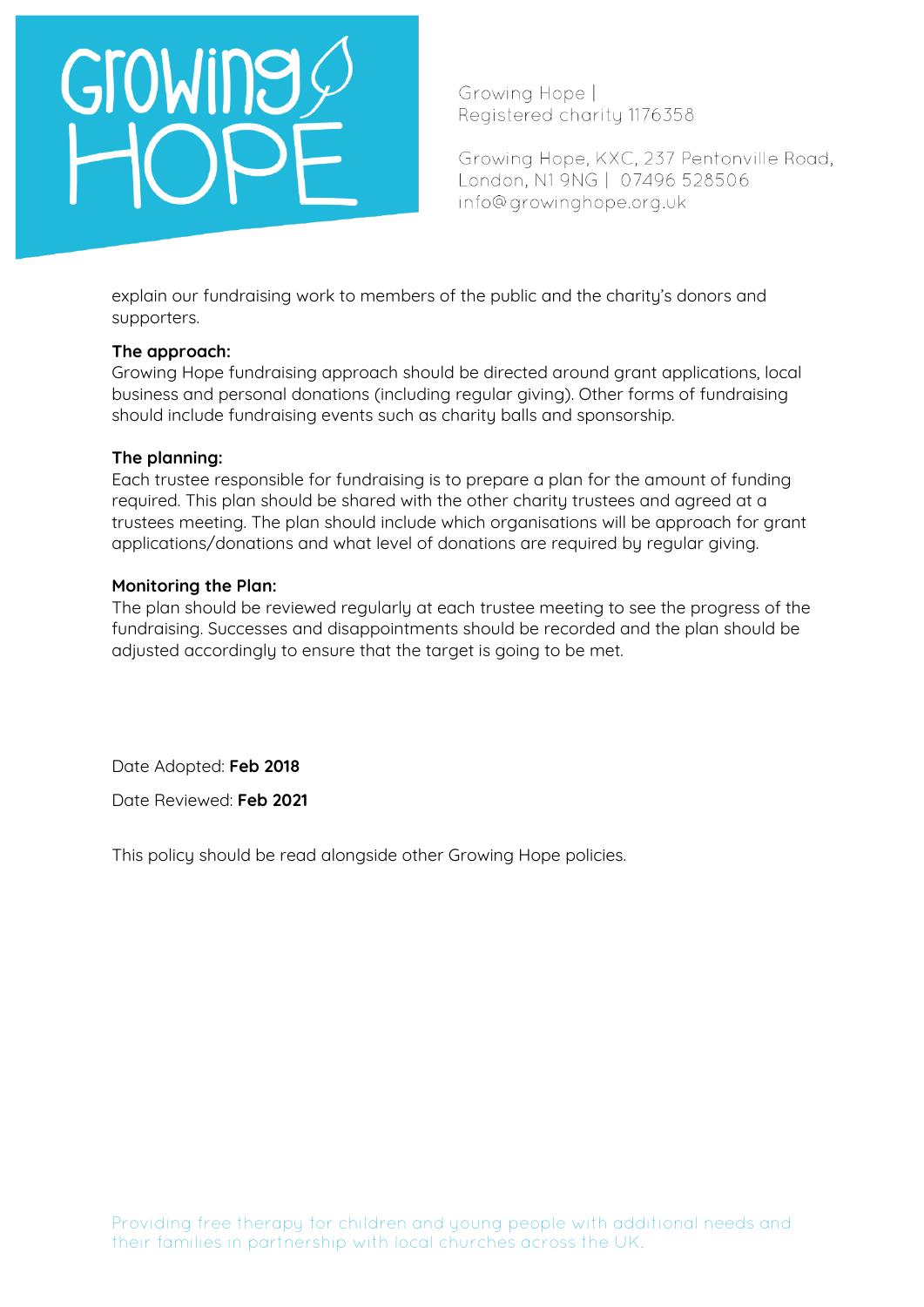explain our fundraising work to members of the public and the charity's donors and supporters.

**The approach:**
Growing Hope fundraising approach should be directed around grant applications, local business and personal donations (including regular giving). Other forms of fundraising should include fundraising events such as charity balls and sponsorship.

**The planning:**
Each trustee responsible for fundraising is to prepare a plan for the amount of funding required. This plan should be shared with the other charity trustees and agreed at a trustees meeting. The plan should include which organisations will be approach for grant applications/donations and what level of donations are required by regular giving.

**Monitoring the Plan:**
The plan should be reviewed regularly at each trustee meeting to see the progress of the fundraising. Successes and disappointments should be recorded and the plan should be adjusted accordingly to ensure that the target is going to be met.

Date Adopted: **Feb 2018**

Date Reviewed: **Feb 2021**

This policy should be read alongside other Growing Hope policies.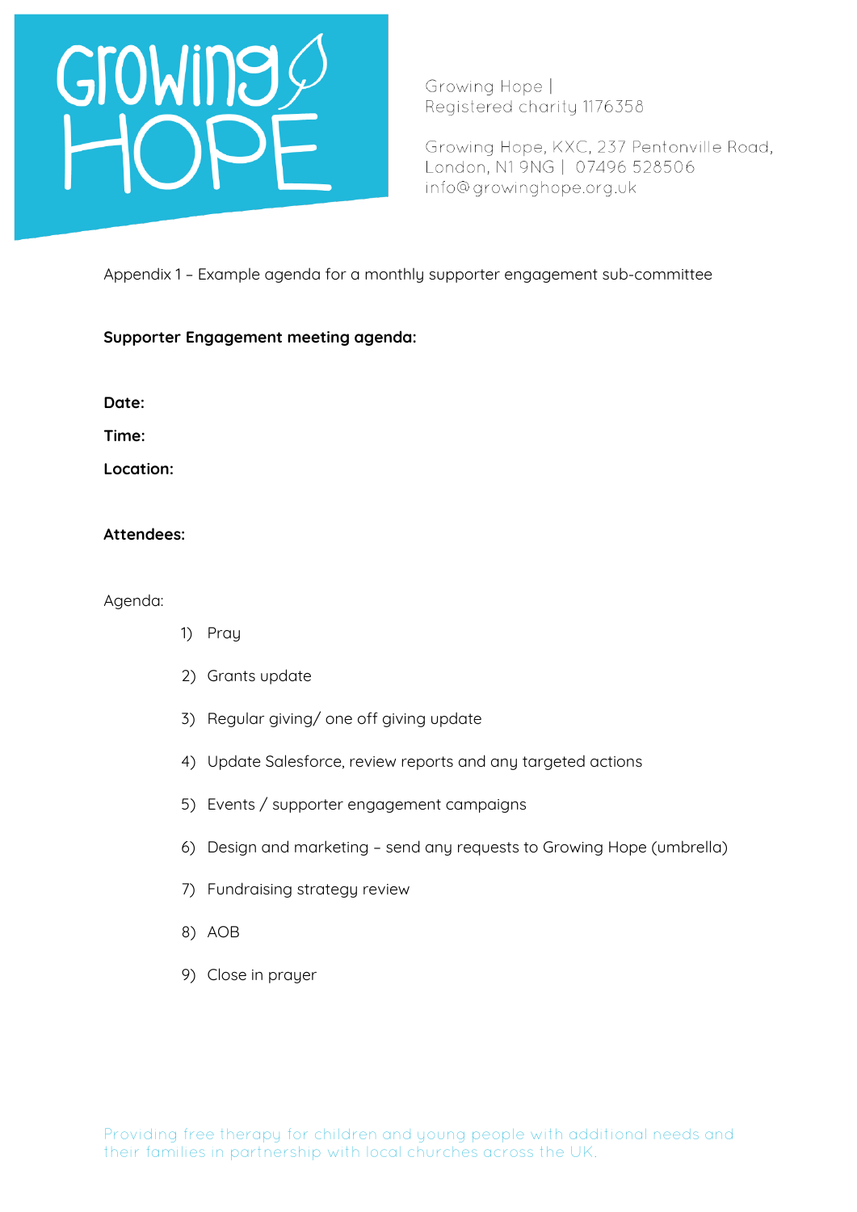Growing Hope |
Registered charity 1176358

Growing Hope, KXC, 237 Pentonville Road, London, N1 9NG | 07496 528506
info@growinghope.org.uk

Appendix 1 – Example agenda for a monthly supporter engagement sub-committee

**Supporter Engagement meeting agenda:**

**Date:**

**Time:**

**Location:**

**Attendees:**

Agenda:

1) Pray
2) Grants update
3) Regular giving/ one off giving update
4) Update Salesforce, review reports and any targeted actions
5) Events / supporter engagement campaigns
6) Design and marketing – send any requests to Growing Hope (umbrella)
7) Fundraising strategy review
8) AOB
9) Close in prayer

Providing free therapy for children and young people with additional needs and their families in partnership with local churches across the UK.